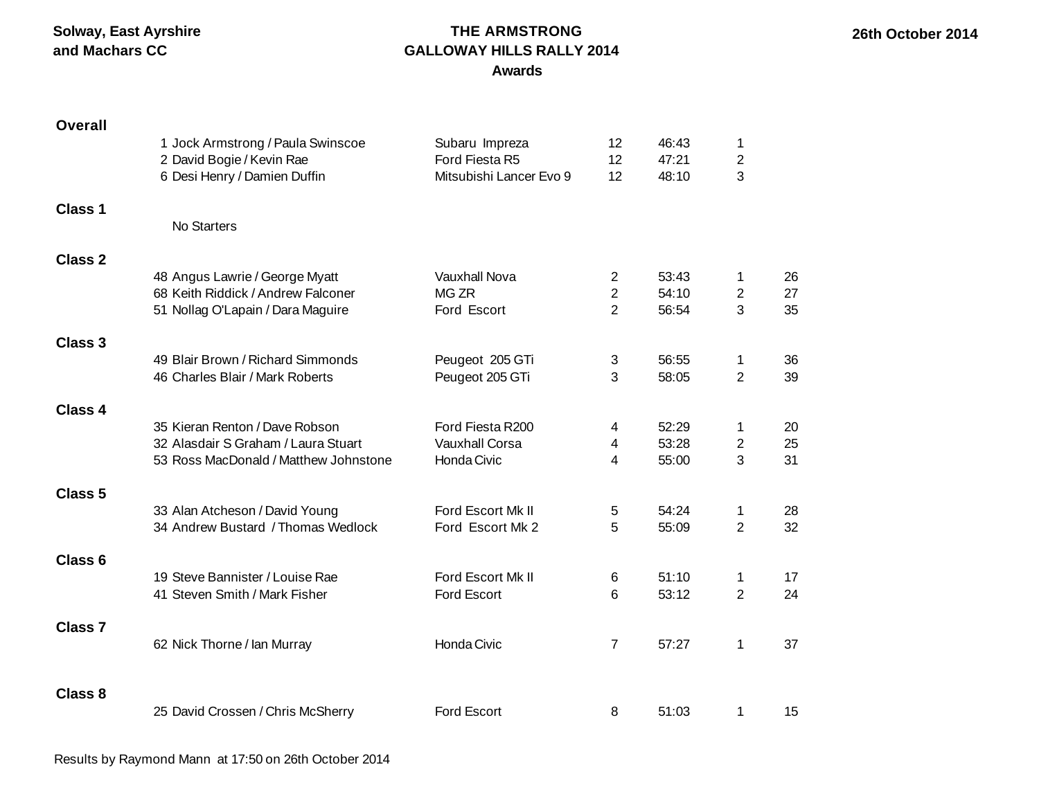Solway, East Ayrshire and Machars CC

# THE ARMSTRONG GALLOWAY HILLS RALLY 2014

## Awards

26th October 2014

### Overall

| No. | Crew | Car | Class | Time | Pos | Overall |
|---|---|---|---|---|---|---|
| 1 | Jock Armstrong / Paula Swinscoe | Subaru Impreza | 12 | 46:43 | 1 | |
| 2 | David Bogie / Kevin Rae | Ford Fiesta R5 | 12 | 47:21 | 2 | |
| 6 | Desi Henry / Damien Duffin | Mitsubishi Lancer Evo 9 | 12 | 48:10 | 3 | |

### Class 1

No Starters

### Class 2

| No. | Crew | Car | Class | Time | Pos | Overall |
|---|---|---|---|---|---|---|
| 48 | Angus Lawrie / George Myatt | Vauxhall Nova | 2 | 53:43 | 1 | 26 |
| 68 | Keith Riddick / Andrew Falconer | MG ZR | 2 | 54:10 | 2 | 27 |
| 51 | Nollag O'Lapain / Dara Maguire | Ford Escort | 2 | 56:54 | 3 | 35 |

### Class 3

| No. | Crew | Car | Class | Time | Pos | Overall |
|---|---|---|---|---|---|---|
| 49 | Blair Brown / Richard Simmonds | Peugeot 205 GTi | 3 | 56:55 | 1 | 36 |
| 46 | Charles Blair / Mark Roberts | Peugeot 205 GTi | 3 | 58:05 | 2 | 39 |

### Class 4

| No. | Crew | Car | Class | Time | Pos | Overall |
|---|---|---|---|---|---|---|
| 35 | Kieran Renton / Dave Robson | Ford Fiesta R200 | 4 | 52:29 | 1 | 20 |
| 32 | Alasdair S Graham / Laura Stuart | Vauxhall Corsa | 4 | 53:28 | 2 | 25 |
| 53 | Ross MacDonald / Matthew Johnstone | Honda Civic | 4 | 55:00 | 3 | 31 |

### Class 5

| No. | Crew | Car | Class | Time | Pos | Overall |
|---|---|---|---|---|---|---|
| 33 | Alan Atcheson / David Young | Ford Escort Mk II | 5 | 54:24 | 1 | 28 |
| 34 | Andrew Bustard / Thomas Wedlock | Ford Escort Mk 2 | 5 | 55:09 | 2 | 32 |

### Class 6

| No. | Crew | Car | Class | Time | Pos | Overall |
|---|---|---|---|---|---|---|
| 19 | Steve Bannister / Louise Rae | Ford Escort Mk II | 6 | 51:10 | 1 | 17 |
| 41 | Steven Smith / Mark Fisher | Ford Escort | 6 | 53:12 | 2 | 24 |

### Class 7

| No. | Crew | Car | Class | Time | Pos | Overall |
|---|---|---|---|---|---|---|
| 62 | Nick Thorne / Ian Murray | Honda Civic | 7 | 57:27 | 1 | 37 |

### Class 8

| No. | Crew | Car | Class | Time | Pos | Overall |
|---|---|---|---|---|---|---|
| 25 | David Crossen / Chris McSherry | Ford Escort | 8 | 51:03 | 1 | 15 |

Results by Raymond Mann at 17:50 on 26th October 2014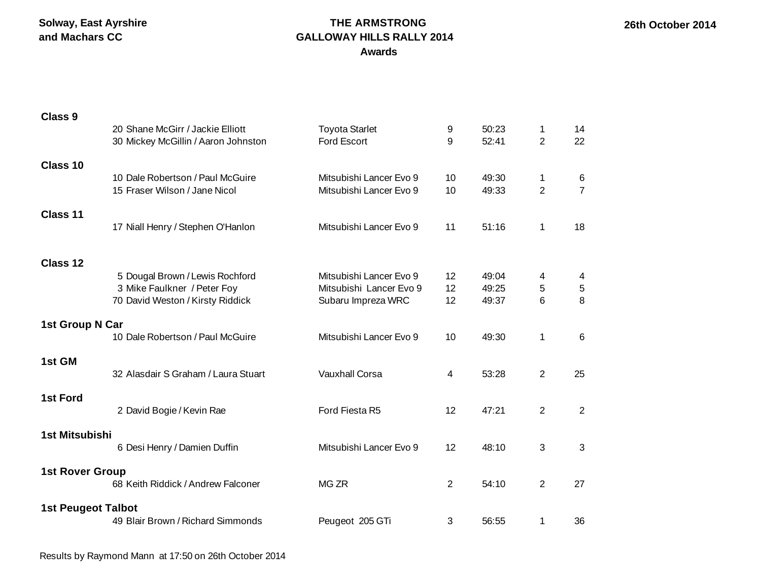Solway, East Ayrshire
and Machars CC

**THE ARMSTRONG**
**GALLOWAY HILLS RALLY 2014**
**Awards**

**26th October 2014**

| | No. | Crew | Car | Class | Time | Pos | Overall |
|---|---|---|---|---|---|---|---|
| **Class 9** | | | | | | | |
| | 20 | Shane McGirr / Jackie Elliott | Toyota Starlet | 9 | 50:23 | 1 | 14 |
| | 30 | Mickey McGillin / Aaron Johnston | Ford Escort | 9 | 52:41 | 2 | 22 |
| **Class 10** | | | | | | | |
| | 10 | Dale Robertson / Paul McGuire | Mitsubishi Lancer Evo 9 | 10 | 49:30 | 1 | 6 |
| | 15 | Fraser Wilson / Jane Nicol | Mitsubishi Lancer Evo 9 | 10 | 49:33 | 2 | 7 |
| **Class 11** | | | | | | | |
| | 17 | Niall Henry / Stephen O'Hanlon | Mitsubishi Lancer Evo 9 | 11 | 51:16 | 1 | 18 |
| **Class 12** | | | | | | | |
| | 5 | Dougal Brown / Lewis Rochford | Mitsubishi Lancer Evo 9 | 12 | 49:04 | 4 | 4 |
| | 3 | Mike Faulkner / Peter Foy | Mitsubishi Lancer Evo 9 | 12 | 49:25 | 5 | 5 |
| | 70 | David Weston / Kirsty Riddick | Subaru Impreza WRC | 12 | 49:37 | 6 | 8 |
| **1st Group N Car** | | | | | | | |
| | 10 | Dale Robertson / Paul McGuire | Mitsubishi Lancer Evo 9 | 10 | 49:30 | 1 | 6 |
| **1st GM** | | | | | | | |
| | 32 | Alasdair S Graham / Laura Stuart | Vauxhall Corsa | 4 | 53:28 | 2 | 25 |
| **1st Ford** | | | | | | | |
| | 2 | David Bogie / Kevin Rae | Ford Fiesta R5 | 12 | 47:21 | 2 | 2 |
| **1st Mitsubishi** | | | | | | | |
| | 6 | Desi Henry / Damien Duffin | Mitsubishi Lancer Evo 9 | 12 | 48:10 | 3 | 3 |
| **1st Rover Group** | | | | | | | |
| | 68 | Keith Riddick / Andrew Falconer | MG ZR | 2 | 54:10 | 2 | 27 |
| **1st Peugeot Talbot** | | | | | | | |
| | 49 | Blair Brown / Richard Simmonds | Peugeot 205 GTi | 3 | 56:55 | 1 | 36 |

Results by Raymond Mann at 17:50 on 26th October 2014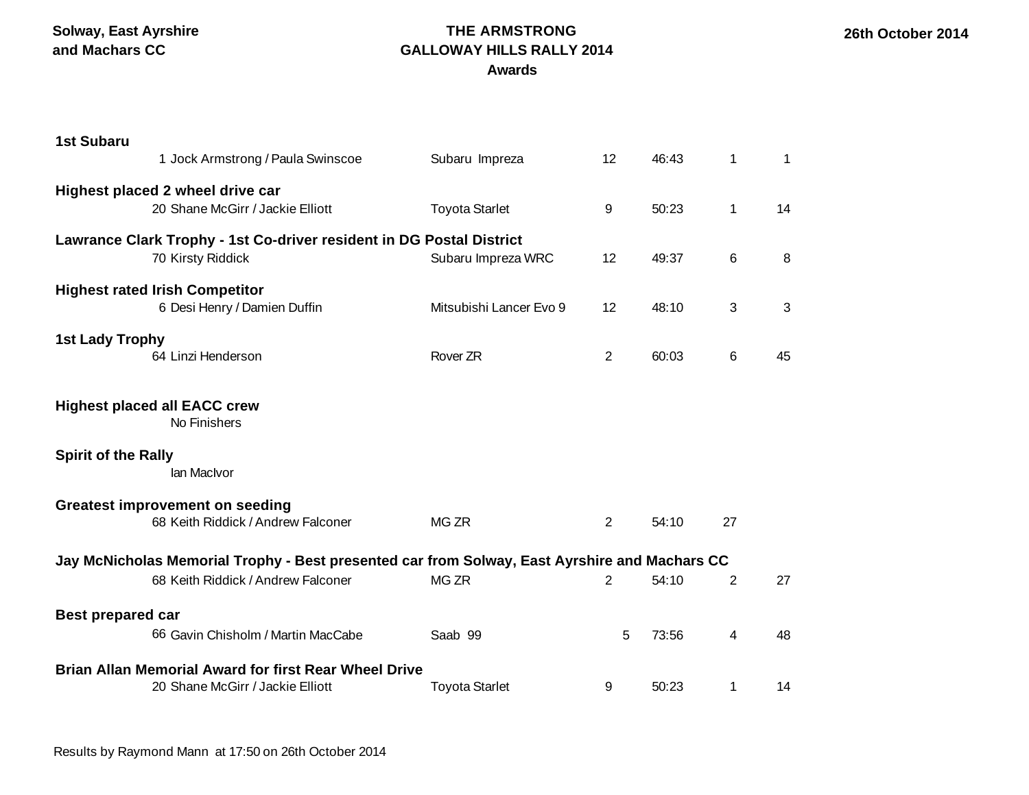**Solway, East Ayrshire and Machars CC**

# THE ARMSTRONG GALLOWAY HILLS RALLY 2014
## Awards

**26th October 2014**

**1st Subaru**

| No. | Crew | Car | Class | Time | Class Pos | Overall Pos |
|---|---|---|---|---|---|---|
| 1 | Jock Armstrong / Paula Swinscoe | Subaru Impreza | 12 | 46:43 | 1 | 1 |

**Highest placed 2 wheel drive car**

| No. | Crew | Car | Class | Time | Class Pos | Overall Pos |
|---|---|---|---|---|---|---|
| 20 | Shane McGirr / Jackie Elliott | Toyota Starlet | 9 | 50:23 | 1 | 14 |

**Lawrance Clark Trophy - 1st Co-driver resident in DG Postal District**

| No. | Crew | Car | Class | Time | Class Pos | Overall Pos |
|---|---|---|---|---|---|---|
| 70 | Kirsty Riddick | Subaru Impreza WRC | 12 | 49:37 | 6 | 8 |

**Highest rated Irish Competitor**

| No. | Crew | Car | Class | Time | Class Pos | Overall Pos |
|---|---|---|---|---|---|---|
| 6 | Desi Henry / Damien Duffin | Mitsubishi Lancer Evo 9 | 12 | 48:10 | 3 | 3 |

**1st Lady Trophy**

| No. | Crew | Car | Class | Time | Class Pos | Overall Pos |
|---|---|---|---|---|---|---|
| 64 | Linzi Henderson | Rover ZR | 2 | 60:03 | 6 | 45 |

**Highest placed all EACC crew**

No Finishers

**Spirit of the Rally**

Ian MacIvor

**Greatest improvement on seeding**

| No. | Crew | Car | Class | Time | Improvement |
|---|---|---|---|---|---|
| 68 | Keith Riddick / Andrew Falconer | MG ZR | 2 | 54:10 | 27 |

**Jay McNicholas Memorial Trophy - Best presented car from Solway, East Ayrshire and Machars CC**

| No. | Crew | Car | Class | Time | Class Pos | Overall Pos |
|---|---|---|---|---|---|---|
| 68 | Keith Riddick / Andrew Falconer | MG ZR | 2 | 54:10 | 2 | 27 |

**Best prepared car**

| No. | Crew | Car | Class | Time | Class Pos | Overall Pos |
|---|---|---|---|---|---|---|
| 66 | Gavin Chisholm / Martin MacCabe | Saab 99 | 5 | 73:56 | 4 | 48 |

**Brian Allan Memorial Award for first Rear Wheel Drive**

| No. | Crew | Car | Class | Time | Class Pos | Overall Pos |
|---|---|---|---|---|---|---|
| 20 | Shane McGirr / Jackie Elliott | Toyota Starlet | 9 | 50:23 | 1 | 14 |

Results by Raymond Mann at 17:50 on 26th October 2014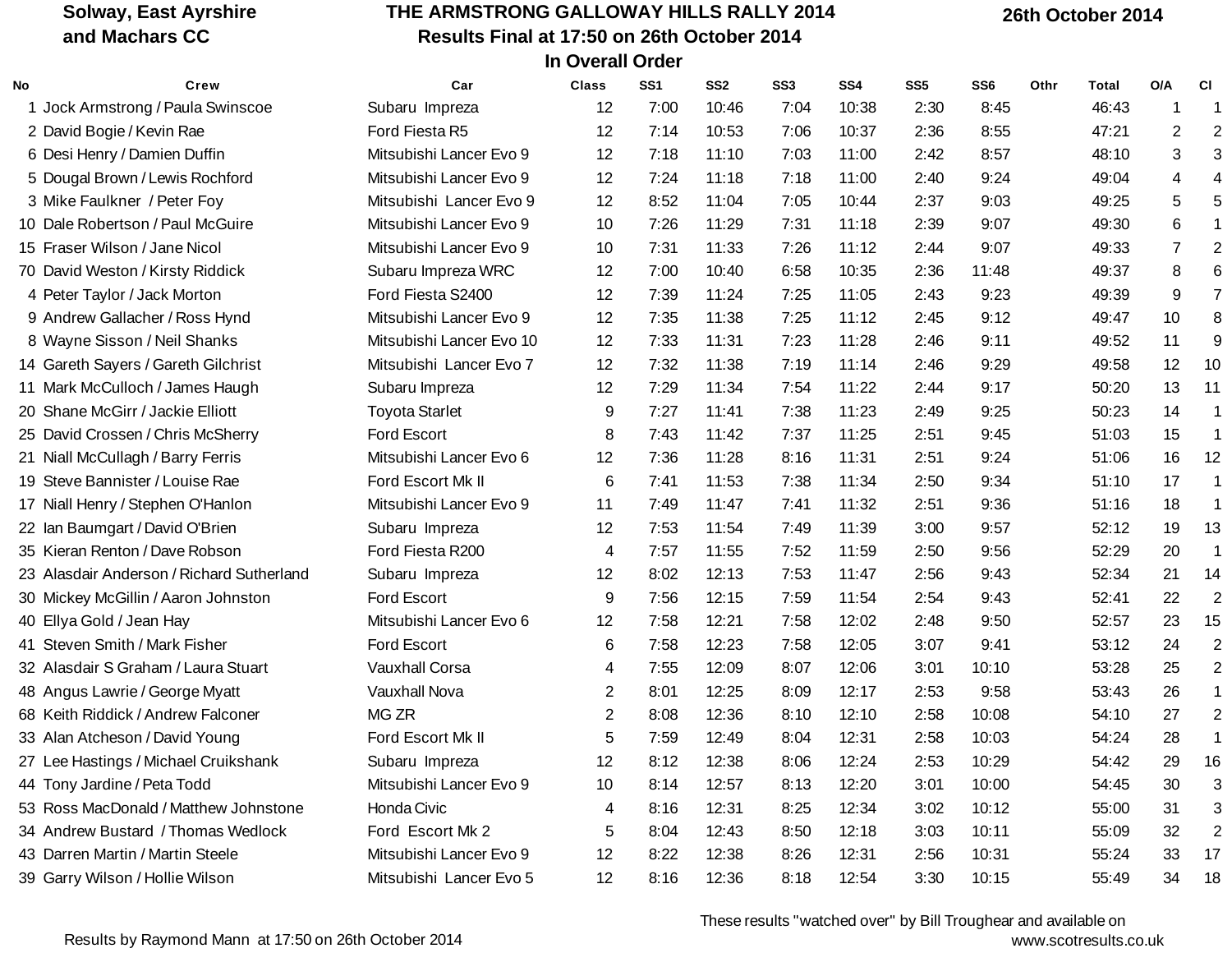**Solway, East Ayrshire and Machars CC**

# THE ARMSTRONG GALLOWAY HILLS RALLY 2014

## Results Final at 17:50 on 26th October 2014

### In Overall Order

**26th October 2014**

| No | Crew | Car | Class | SS1 | SS2 | SS3 | SS4 | SS5 | SS6 | Othr | Total | O/A | Cl |
|---|---|---|---|---|---|---|---|---|---|---|---|---|---|
| 1 | Jock Armstrong / Paula Swinscoe | Subaru Impreza | 12 | 7:00 | 10:46 | 7:04 | 10:38 | 2:30 | 8:45 | | 46:43 | 1 | 1 |
| 2 | David Bogie / Kevin Rae | Ford Fiesta R5 | 12 | 7:14 | 10:53 | 7:06 | 10:37 | 2:36 | 8:55 | | 47:21 | 2 | 2 |
| 6 | Desi Henry / Damien Duffin | Mitsubishi Lancer Evo 9 | 12 | 7:18 | 11:10 | 7:03 | 11:00 | 2:42 | 8:57 | | 48:10 | 3 | 3 |
| 5 | Dougal Brown / Lewis Rochford | Mitsubishi Lancer Evo 9 | 12 | 7:24 | 11:18 | 7:18 | 11:00 | 2:40 | 9:24 | | 49:04 | 4 | 4 |
| 3 | Mike Faulkner / Peter Foy | Mitsubishi Lancer Evo 9 | 12 | 8:52 | 11:04 | 7:05 | 10:44 | 2:37 | 9:03 | | 49:25 | 5 | 5 |
| 10 | Dale Robertson / Paul McGuire | Mitsubishi Lancer Evo 9 | 10 | 7:26 | 11:29 | 7:31 | 11:18 | 2:39 | 9:07 | | 49:30 | 6 | 1 |
| 15 | Fraser Wilson / Jane Nicol | Mitsubishi Lancer Evo 9 | 10 | 7:31 | 11:33 | 7:26 | 11:12 | 2:44 | 9:07 | | 49:33 | 7 | 2 |
| 70 | David Weston / Kirsty Riddick | Subaru Impreza WRC | 12 | 7:00 | 10:40 | 6:58 | 10:35 | 2:36 | 11:48 | | 49:37 | 8 | 6 |
| 4 | Peter Taylor / Jack Morton | Ford Fiesta S2400 | 12 | 7:39 | 11:24 | 7:25 | 11:05 | 2:43 | 9:23 | | 49:39 | 9 | 7 |
| 9 | Andrew Gallacher / Ross Hynd | Mitsubishi Lancer Evo 9 | 12 | 7:35 | 11:38 | 7:25 | 11:12 | 2:45 | 9:12 | | 49:47 | 10 | 8 |
| 8 | Wayne Sisson / Neil Shanks | Mitsubishi Lancer Evo 10 | 12 | 7:33 | 11:31 | 7:23 | 11:28 | 2:46 | 9:11 | | 49:52 | 11 | 9 |
| 14 | Gareth Sayers / Gareth Gilchrist | Mitsubishi Lancer Evo 7 | 12 | 7:32 | 11:38 | 7:19 | 11:14 | 2:46 | 9:29 | | 49:58 | 12 | 10 |
| 11 | Mark McCulloch / James Haugh | Subaru Impreza | 12 | 7:29 | 11:34 | 7:54 | 11:22 | 2:44 | 9:17 | | 50:20 | 13 | 11 |
| 20 | Shane McGirr / Jackie Elliott | Toyota Starlet | 9 | 7:27 | 11:41 | 7:38 | 11:23 | 2:49 | 9:25 | | 50:23 | 14 | 1 |
| 25 | David Crossen / Chris McSherry | Ford Escort | 8 | 7:43 | 11:42 | 7:37 | 11:25 | 2:51 | 9:45 | | 51:03 | 15 | 1 |
| 21 | Niall McCullagh / Barry Ferris | Mitsubishi Lancer Evo 6 | 12 | 7:36 | 11:28 | 8:16 | 11:31 | 2:51 | 9:24 | | 51:06 | 16 | 12 |
| 19 | Steve Bannister / Louise Rae | Ford Escort Mk II | 6 | 7:41 | 11:53 | 7:38 | 11:34 | 2:50 | 9:34 | | 51:10 | 17 | 1 |
| 17 | Niall Henry / Stephen O'Hanlon | Mitsubishi Lancer Evo 9 | 11 | 7:49 | 11:47 | 7:41 | 11:32 | 2:51 | 9:36 | | 51:16 | 18 | 1 |
| 22 | Ian Baumgart / David O'Brien | Subaru Impreza | 12 | 7:53 | 11:54 | 7:49 | 11:39 | 3:00 | 9:57 | | 52:12 | 19 | 13 |
| 35 | Kieran Renton / Dave Robson | Ford Fiesta R200 | 4 | 7:57 | 11:55 | 7:52 | 11:59 | 2:50 | 9:56 | | 52:29 | 20 | 1 |
| 23 | Alasdair Anderson / Richard Sutherland | Subaru Impreza | 12 | 8:02 | 12:13 | 7:53 | 11:47 | 2:56 | 9:43 | | 52:34 | 21 | 14 |
| 30 | Mickey McGillin / Aaron Johnston | Ford Escort | 9 | 7:56 | 12:15 | 7:59 | 11:54 | 2:54 | 9:43 | | 52:41 | 22 | 2 |
| 40 | Ellya Gold / Jean Hay | Mitsubishi Lancer Evo 6 | 12 | 7:58 | 12:21 | 7:58 | 12:02 | 2:48 | 9:50 | | 52:57 | 23 | 15 |
| 41 | Steven Smith / Mark Fisher | Ford Escort | 6 | 7:58 | 12:23 | 7:58 | 12:05 | 3:07 | 9:41 | | 53:12 | 24 | 2 |
| 32 | Alasdair S Graham / Laura Stuart | Vauxhall Corsa | 4 | 7:55 | 12:09 | 8:07 | 12:06 | 3:01 | 10:10 | | 53:28 | 25 | 2 |
| 48 | Angus Lawrie / George Myatt | Vauxhall Nova | 2 | 8:01 | 12:25 | 8:09 | 12:17 | 2:53 | 9:58 | | 53:43 | 26 | 1 |
| 68 | Keith Riddick / Andrew Falconer | MG ZR | 2 | 8:08 | 12:36 | 8:10 | 12:10 | 2:58 | 10:08 | | 54:10 | 27 | 2 |
| 33 | Alan Atcheson / David Young | Ford Escort Mk II | 5 | 7:59 | 12:49 | 8:04 | 12:31 | 2:58 | 10:03 | | 54:24 | 28 | 1 |
| 27 | Lee Hastings / Michael Cruikshank | Subaru Impreza | 12 | 8:12 | 12:38 | 8:06 | 12:24 | 2:53 | 10:29 | | 54:42 | 29 | 16 |
| 44 | Tony Jardine / Peta Todd | Mitsubishi Lancer Evo 9 | 10 | 8:14 | 12:57 | 8:13 | 12:20 | 3:01 | 10:00 | | 54:45 | 30 | 3 |
| 53 | Ross MacDonald / Matthew Johnstone | Honda Civic | 4 | 8:16 | 12:31 | 8:25 | 12:34 | 3:02 | 10:12 | | 55:00 | 31 | 3 |
| 34 | Andrew Bustard / Thomas Wedlock | Ford Escort Mk 2 | 5 | 8:04 | 12:43 | 8:50 | 12:18 | 3:03 | 10:11 | | 55:09 | 32 | 2 |
| 43 | Darren Martin / Martin Steele | Mitsubishi Lancer Evo 9 | 12 | 8:22 | 12:38 | 8:26 | 12:31 | 2:56 | 10:31 | | 55:24 | 33 | 17 |
| 39 | Garry Wilson / Hollie Wilson | Mitsubishi Lancer Evo 5 | 12 | 8:16 | 12:36 | 8:18 | 12:54 | 3:30 | 10:15 | | 55:49 | 34 | 18 |

Results by Raymond Mann at 17:50 on 26th October 2014

These results "watched over" by Bill Troughear and available on www.scotresults.co.uk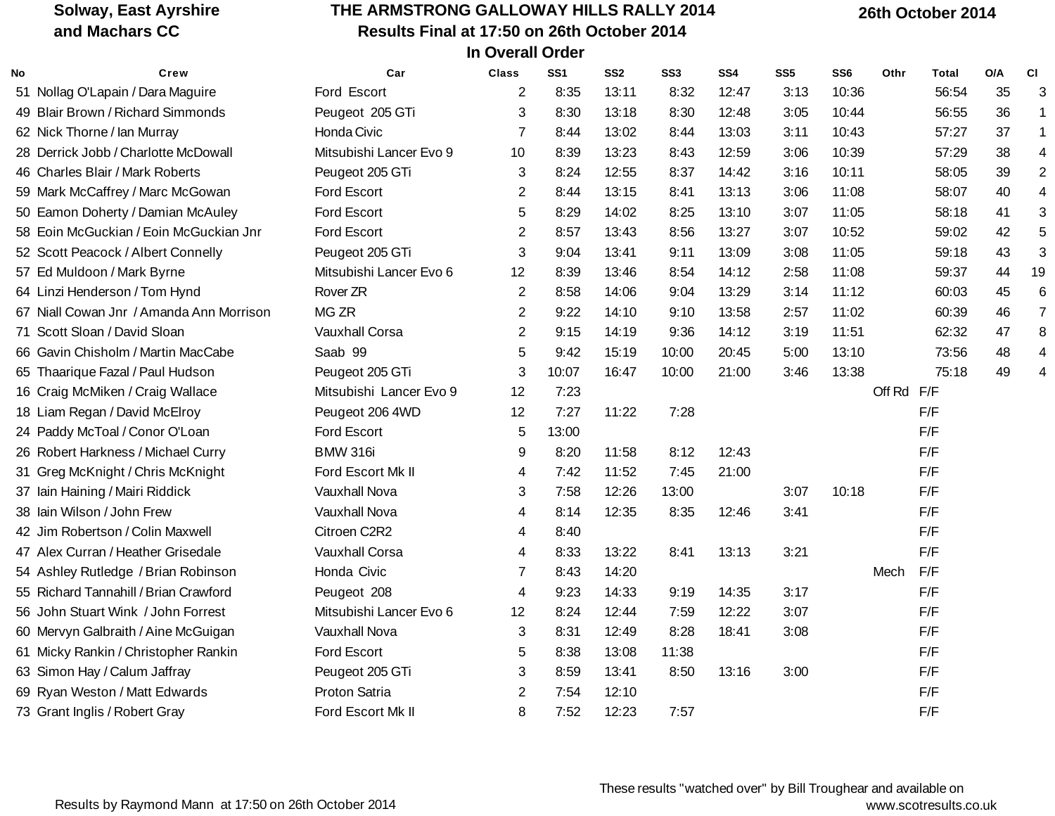**Solway, East Ayrshire and Machars CC**

# THE ARMSTRONG GALLOWAY HILLS RALLY 2014

## Results Final at 17:50 on 26th October 2014

**26th October 2014**

### In Overall Order

| No | Crew | Car | Class | SS1 | SS2 | SS3 | SS4 | SS5 | SS6 | Othr | Total | O/A | Cl |
|---|---|---|---|---|---|---|---|---|---|---|---|---|---|
| 51 | Nollag O'Lapain / Dara Maguire | Ford Escort | 2 | 8:35 | 13:11 | 8:32 | 12:47 | 3:13 | 10:36 | | 56:54 | 35 | 3 |
| 49 | Blair Brown / Richard Simmonds | Peugeot 205 GTi | 3 | 8:30 | 13:18 | 8:30 | 12:48 | 3:05 | 10:44 | | 56:55 | 36 | 1 |
| 62 | Nick Thorne / Ian Murray | Honda Civic | 7 | 8:44 | 13:02 | 8:44 | 13:03 | 3:11 | 10:43 | | 57:27 | 37 | 1 |
| 28 | Derrick Jobb / Charlotte McDowall | Mitsubishi Lancer Evo 9 | 10 | 8:39 | 13:23 | 8:43 | 12:59 | 3:06 | 10:39 | | 57:29 | 38 | 4 |
| 46 | Charles Blair / Mark Roberts | Peugeot 205 GTi | 3 | 8:24 | 12:55 | 8:37 | 14:42 | 3:16 | 10:11 | | 58:05 | 39 | 2 |
| 59 | Mark McCaffrey / Marc McGowan | Ford Escort | 2 | 8:44 | 13:15 | 8:41 | 13:13 | 3:06 | 11:08 | | 58:07 | 40 | 4 |
| 50 | Eamon Doherty / Damian McAuley | Ford Escort | 5 | 8:29 | 14:02 | 8:25 | 13:10 | 3:07 | 11:05 | | 58:18 | 41 | 3 |
| 58 | Eoin McGuckian / Eoin McGuckian Jnr | Ford Escort | 2 | 8:57 | 13:43 | 8:56 | 13:27 | 3:07 | 10:52 | | 59:02 | 42 | 5 |
| 52 | Scott Peacock / Albert Connelly | Peugeot 205 GTi | 3 | 9:04 | 13:41 | 9:11 | 13:09 | 3:08 | 11:05 | | 59:18 | 43 | 3 |
| 57 | Ed Muldoon / Mark Byrne | Mitsubishi Lancer Evo 6 | 12 | 8:39 | 13:46 | 8:54 | 14:12 | 2:58 | 11:08 | | 59:37 | 44 | 19 |
| 64 | Linzi Henderson / Tom Hynd | Rover ZR | 2 | 8:58 | 14:06 | 9:04 | 13:29 | 3:14 | 11:12 | | 60:03 | 45 | 6 |
| 67 | Niall Cowan Jnr / Amanda Ann Morrison | MG ZR | 2 | 9:22 | 14:10 | 9:10 | 13:58 | 2:57 | 11:02 | | 60:39 | 46 | 7 |
| 71 | Scott Sloan / David Sloan | Vauxhall Corsa | 2 | 9:15 | 14:19 | 9:36 | 14:12 | 3:19 | 11:51 | | 62:32 | 47 | 8 |
| 66 | Gavin Chisholm / Martin MacCabe | Saab 99 | 5 | 9:42 | 15:19 | 10:00 | 20:45 | 5:00 | 13:10 | | 73:56 | 48 | 4 |
| 65 | Thaarique Fazal / Paul Hudson | Peugeot 205 GTi | 3 | 10:07 | 16:47 | 10:00 | 21:00 | 3:46 | 13:38 | | 75:18 | 49 | 4 |
| 16 | Craig McMiken / Craig Wallace | Mitsubishi Lancer Evo 9 | 12 | 7:23 | | | | | | Off Rd | F/F | | |
| 18 | Liam Regan / David McElroy | Peugeot 206 4WD | 12 | 7:27 | 11:22 | 7:28 | | | | | F/F | | |
| 24 | Paddy McToal / Conor O'Loan | Ford Escort | 5 | 13:00 | | | | | | | F/F | | |
| 26 | Robert Harkness / Michael Curry | BMW 316i | 9 | 8:20 | 11:58 | 8:12 | 12:43 | | | | F/F | | |
| 31 | Greg McKnight / Chris McKnight | Ford Escort Mk II | 4 | 7:42 | 11:52 | 7:45 | 21:00 | | | | F/F | | |
| 37 | Iain Haining / Mairi Riddick | Vauxhall Nova | 3 | 7:58 | 12:26 | 13:00 | | 3:07 | 10:18 | | F/F | | |
| 38 | Iain Wilson / John Frew | Vauxhall Nova | 4 | 8:14 | 12:35 | 8:35 | 12:46 | 3:41 | | | F/F | | |
| 42 | Jim Robertson / Colin Maxwell | Citroen C2R2 | 4 | 8:40 | | | | | | | F/F | | |
| 47 | Alex Curran / Heather Grisedale | Vauxhall Corsa | 4 | 8:33 | 13:22 | 8:41 | 13:13 | 3:21 | | | F/F | | |
| 54 | Ashley Rutledge / Brian Robinson | Honda Civic | 7 | 8:43 | 14:20 | | | | | Mech | F/F | | |
| 55 | Richard Tannahill / Brian Crawford | Peugeot 208 | 4 | 9:23 | 14:33 | 9:19 | 14:35 | 3:17 | | | F/F | | |
| 56 | John Stuart Wink / John Forrest | Mitsubishi Lancer Evo 6 | 12 | 8:24 | 12:44 | 7:59 | 12:22 | 3:07 | | | F/F | | |
| 60 | Mervyn Galbraith / Aine McGuigan | Vauxhall Nova | 3 | 8:31 | 12:49 | 8:28 | 18:41 | 3:08 | | | F/F | | |
| 61 | Micky Rankin / Christopher Rankin | Ford Escort | 5 | 8:38 | 13:08 | 11:38 | | | | | F/F | | |
| 63 | Simon Hay / Calum Jaffray | Peugeot 205 GTi | 3 | 8:59 | 13:41 | 8:50 | 13:16 | 3:00 | | | F/F | | |
| 69 | Ryan Weston / Matt Edwards | Proton Satria | 2 | 7:54 | 12:10 | | | | | | F/F | | |
| 73 | Grant Inglis / Robert Gray | Ford Escort Mk II | 8 | 7:52 | 12:23 | 7:57 | | | | | F/F | | |

Results by Raymond Mann at 17:50 on 26th October 2014

These results "watched over" by Bill Troughear and available on www.scotresults.co.uk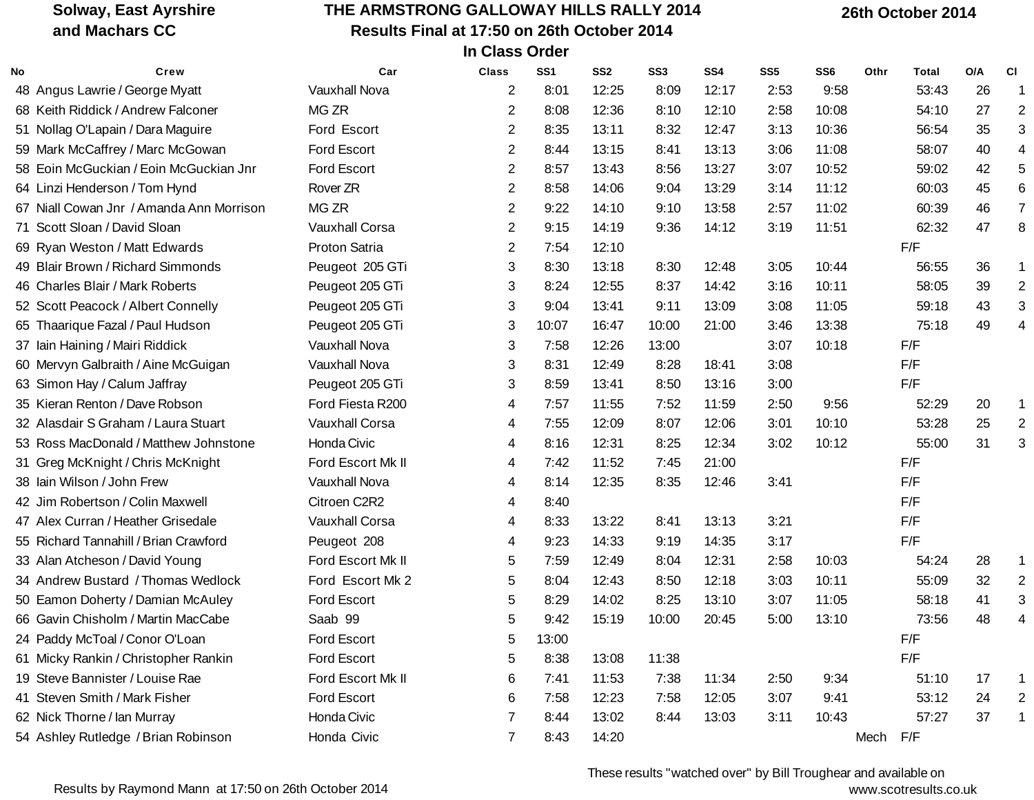**Solway, East Ayrshire and Machars CC**

# THE ARMSTRONG GALLOWAY HILLS RALLY 2014

## Results Final at 17:50 on 26th October 2014

### In Class Order

**26th October 2014**

| No | Crew | Car | Class | SS1 | SS2 | SS3 | SS4 | SS5 | SS6 | Othr | Total | O/A | Cl |
|---|---|---|---|---|---|---|---|---|---|---|---|---|---|
| 48 | Angus Lawrie / George Myatt | Vauxhall Nova | 2 | 8:01 | 12:25 | 8:09 | 12:17 | 2:53 | 9:58 | | 53:43 | 26 | 1 |
| 68 | Keith Riddick / Andrew Falconer | MG ZR | 2 | 8:08 | 12:36 | 8:10 | 12:10 | 2:58 | 10:08 | | 54:10 | 27 | 2 |
| 51 | Nollag O'Lapain / Dara Maguire | Ford Escort | 2 | 8:35 | 13:11 | 8:32 | 12:47 | 3:13 | 10:36 | | 56:54 | 35 | 3 |
| 59 | Mark McCaffrey / Marc McGowan | Ford Escort | 2 | 8:44 | 13:15 | 8:41 | 13:13 | 3:06 | 11:08 | | 58:07 | 40 | 4 |
| 58 | Eoin McGuckian / Eoin McGuckian Jnr | Ford Escort | 2 | 8:57 | 13:43 | 8:56 | 13:27 | 3:07 | 10:52 | | 59:02 | 42 | 5 |
| 64 | Linzi Henderson / Tom Hynd | Rover ZR | 2 | 8:58 | 14:06 | 9:04 | 13:29 | 3:14 | 11:12 | | 60:03 | 45 | 6 |
| 67 | Niall Cowan Jnr / Amanda Ann Morrison | MG ZR | 2 | 9:22 | 14:10 | 9:10 | 13:58 | 2:57 | 11:02 | | 60:39 | 46 | 7 |
| 71 | Scott Sloan / David Sloan | Vauxhall Corsa | 2 | 9:15 | 14:19 | 9:36 | 14:12 | 3:19 | 11:51 | | 62:32 | 47 | 8 |
| 69 | Ryan Weston / Matt Edwards | Proton Satria | 2 | 7:54 | 12:10 | | | | | | F/F | | |
| 49 | Blair Brown / Richard Simmonds | Peugeot 205 GTi | 3 | 8:30 | 13:18 | 8:30 | 12:48 | 3:05 | 10:44 | | 56:55 | 36 | 1 |
| 46 | Charles Blair / Mark Roberts | Peugeot 205 GTi | 3 | 8:24 | 12:55 | 8:37 | 14:42 | 3:16 | 10:11 | | 58:05 | 39 | 2 |
| 52 | Scott Peacock / Albert Connelly | Peugeot 205 GTi | 3 | 9:04 | 13:41 | 9:11 | 13:09 | 3:08 | 11:05 | | 59:18 | 43 | 3 |
| 65 | Thaarique Fazal / Paul Hudson | Peugeot 205 GTi | 3 | 10:07 | 16:47 | 10:00 | 21:00 | 3:46 | 13:38 | | 75:18 | 49 | 4 |
| 37 | Iain Haining / Mairi Riddick | Vauxhall Nova | 3 | 7:58 | 12:26 | 13:00 | | 3:07 | 10:18 | | F/F | | |
| 60 | Mervyn Galbraith / Aine McGuigan | Vauxhall Nova | 3 | 8:31 | 12:49 | 8:28 | 18:41 | 3:08 | | | F/F | | |
| 63 | Simon Hay / Calum Jaffray | Peugeot 205 GTi | 3 | 8:59 | 13:41 | 8:50 | 13:16 | 3:00 | | | F/F | | |
| 35 | Kieran Renton / Dave Robson | Ford Fiesta R200 | 4 | 7:57 | 11:55 | 7:52 | 11:59 | 2:50 | 9:56 | | 52:29 | 20 | 1 |
| 32 | Alasdair S Graham / Laura Stuart | Vauxhall Corsa | 4 | 7:55 | 12:09 | 8:07 | 12:06 | 3:01 | 10:10 | | 53:28 | 25 | 2 |
| 53 | Ross MacDonald / Matthew Johnstone | Honda Civic | 4 | 8:16 | 12:31 | 8:25 | 12:34 | 3:02 | 10:12 | | 55:00 | 31 | 3 |
| 31 | Greg McKnight / Chris McKnight | Ford Escort Mk II | 4 | 7:42 | 11:52 | 7:45 | 21:00 | | | | F/F | | |
| 38 | Iain Wilson / John Frew | Vauxhall Nova | 4 | 8:14 | 12:35 | 8:35 | 12:46 | 3:41 | | | F/F | | |
| 42 | Jim Robertson / Colin Maxwell | Citroen C2R2 | 4 | 8:40 | | | | | | | F/F | | |
| 47 | Alex Curran / Heather Grisedale | Vauxhall Corsa | 4 | 8:33 | 13:22 | 8:41 | 13:13 | 3:21 | | | F/F | | |
| 55 | Richard Tannahill / Brian Crawford | Peugeot 208 | 4 | 9:23 | 14:33 | 9:19 | 14:35 | 3:17 | | | F/F | | |
| 33 | Alan Atcheson / David Young | Ford Escort Mk II | 5 | 7:59 | 12:49 | 8:04 | 12:31 | 2:58 | 10:03 | | 54:24 | 28 | 1 |
| 34 | Andrew Bustard / Thomas Wedlock | Ford Escort Mk 2 | 5 | 8:04 | 12:43 | 8:50 | 12:18 | 3:03 | 10:11 | | 55:09 | 32 | 2 |
| 50 | Eamon Doherty / Damian McAuley | Ford Escort | 5 | 8:29 | 14:02 | 8:25 | 13:10 | 3:07 | 11:05 | | 58:18 | 41 | 3 |
| 66 | Gavin Chisholm / Martin MacCabe | Saab 99 | 5 | 9:42 | 15:19 | 10:00 | 20:45 | 5:00 | 13:10 | | 73:56 | 48 | 4 |
| 24 | Paddy McToal / Conor O'Loan | Ford Escort | 5 | 13:00 | | | | | | | F/F | | |
| 61 | Micky Rankin / Christopher Rankin | Ford Escort | 5 | 8:38 | 13:08 | 11:38 | | | | | F/F | | |
| 19 | Steve Bannister / Louise Rae | Ford Escort Mk II | 6 | 7:41 | 11:53 | 7:38 | 11:34 | 2:50 | 9:34 | | 51:10 | 17 | 1 |
| 41 | Steven Smith / Mark Fisher | Ford Escort | 6 | 7:58 | 12:23 | 7:58 | 12:05 | 3:07 | 9:41 | | 53:12 | 24 | 2 |
| 62 | Nick Thorne / Ian Murray | Honda Civic | 7 | 8:44 | 13:02 | 8:44 | 13:03 | 3:11 | 10:43 | | 57:27 | 37 | 1 |
| 54 | Ashley Rutledge / Brian Robinson | Honda Civic | 7 | 8:43 | 14:20 | | | | | Mech | F/F | | |

Results by Raymond Mann at 17:50 on 26th October 2014

These results "watched over" by Bill Troughear and available on www.scotresults.co.uk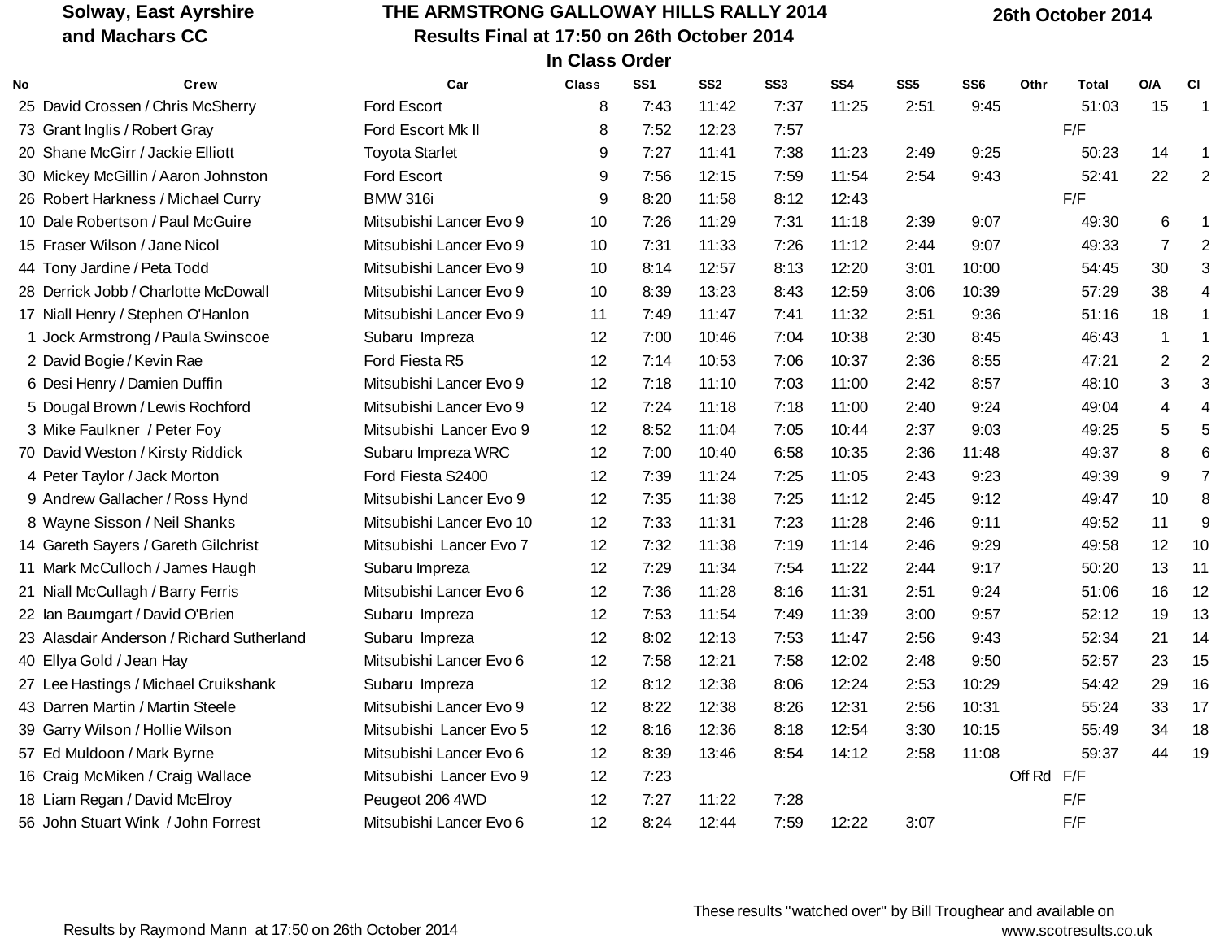Solway, East Ayrshire and Machars CC

# THE ARMSTRONG GALLOWAY HILLS RALLY 2014

**Results Final at 17:50 on 26th October 2014**

**In Class Order**

**26th October 2014**

| No | Crew | Car | Class | SS1 | SS2 | SS3 | SS4 | SS5 | SS6 | Othr | Total | O/A | Cl |
|---|---|---|---|---|---|---|---|---|---|---|---|---|---|
| 25 | David Crossen / Chris McSherry | Ford Escort | 8 | 7:43 | 11:42 | 7:37 | 11:25 | 2:51 | 9:45 | | 51:03 | 15 | 1 |
| 73 | Grant Inglis / Robert Gray | Ford Escort Mk II | 8 | 7:52 | 12:23 | 7:57 | | | | | F/F | | |
| 20 | Shane McGirr / Jackie Elliott | Toyota Starlet | 9 | 7:27 | 11:41 | 7:38 | 11:23 | 2:49 | 9:25 | | 50:23 | 14 | 1 |
| 30 | Mickey McGillin / Aaron Johnston | Ford Escort | 9 | 7:56 | 12:15 | 7:59 | 11:54 | 2:54 | 9:43 | | 52:41 | 22 | 2 |
| 26 | Robert Harkness / Michael Curry | BMW 316i | 9 | 8:20 | 11:58 | 8:12 | 12:43 | | | | F/F | | |
| 10 | Dale Robertson / Paul McGuire | Mitsubishi Lancer Evo 9 | 10 | 7:26 | 11:29 | 7:31 | 11:18 | 2:39 | 9:07 | | 49:30 | 6 | 1 |
| 15 | Fraser Wilson / Jane Nicol | Mitsubishi Lancer Evo 9 | 10 | 7:31 | 11:33 | 7:26 | 11:12 | 2:44 | 9:07 | | 49:33 | 7 | 2 |
| 44 | Tony Jardine / Peta Todd | Mitsubishi Lancer Evo 9 | 10 | 8:14 | 12:57 | 8:13 | 12:20 | 3:01 | 10:00 | | 54:45 | 30 | 3 |
| 28 | Derrick Jobb / Charlotte McDowall | Mitsubishi Lancer Evo 9 | 10 | 8:39 | 13:23 | 8:43 | 12:59 | 3:06 | 10:39 | | 57:29 | 38 | 4 |
| 17 | Niall Henry / Stephen O'Hanlon | Mitsubishi Lancer Evo 9 | 11 | 7:49 | 11:47 | 7:41 | 11:32 | 2:51 | 9:36 | | 51:16 | 18 | 1 |
| 1 | Jock Armstrong / Paula Swinscoe | Subaru Impreza | 12 | 7:00 | 10:46 | 7:04 | 10:38 | 2:30 | 8:45 | | 46:43 | 1 | 1 |
| 2 | David Bogie / Kevin Rae | Ford Fiesta R5 | 12 | 7:14 | 10:53 | 7:06 | 10:37 | 2:36 | 8:55 | | 47:21 | 2 | 2 |
| 6 | Desi Henry / Damien Duffin | Mitsubishi Lancer Evo 9 | 12 | 7:18 | 11:10 | 7:03 | 11:00 | 2:42 | 8:57 | | 48:10 | 3 | 3 |
| 5 | Dougal Brown / Lewis Rochford | Mitsubishi Lancer Evo 9 | 12 | 7:24 | 11:18 | 7:18 | 11:00 | 2:40 | 9:24 | | 49:04 | 4 | 4 |
| 3 | Mike Faulkner / Peter Foy | Mitsubishi Lancer Evo 9 | 12 | 8:52 | 11:04 | 7:05 | 10:44 | 2:37 | 9:03 | | 49:25 | 5 | 5 |
| 70 | David Weston / Kirsty Riddick | Subaru Impreza WRC | 12 | 7:00 | 10:40 | 6:58 | 10:35 | 2:36 | 11:48 | | 49:37 | 8 | 6 |
| 4 | Peter Taylor / Jack Morton | Ford Fiesta S2400 | 12 | 7:39 | 11:24 | 7:25 | 11:05 | 2:43 | 9:23 | | 49:39 | 9 | 7 |
| 9 | Andrew Gallacher / Ross Hynd | Mitsubishi Lancer Evo 9 | 12 | 7:35 | 11:38 | 7:25 | 11:12 | 2:45 | 9:12 | | 49:47 | 10 | 8 |
| 8 | Wayne Sisson / Neil Shanks | Mitsubishi Lancer Evo 10 | 12 | 7:33 | 11:31 | 7:23 | 11:28 | 2:46 | 9:11 | | 49:52 | 11 | 9 |
| 14 | Gareth Sayers / Gareth Gilchrist | Mitsubishi Lancer Evo 7 | 12 | 7:32 | 11:38 | 7:19 | 11:14 | 2:46 | 9:29 | | 49:58 | 12 | 10 |
| 11 | Mark McCulloch / James Haugh | Subaru Impreza | 12 | 7:29 | 11:34 | 7:54 | 11:22 | 2:44 | 9:17 | | 50:20 | 13 | 11 |
| 21 | Niall McCullagh / Barry Ferris | Mitsubishi Lancer Evo 6 | 12 | 7:36 | 11:28 | 8:16 | 11:31 | 2:51 | 9:24 | | 51:06 | 16 | 12 |
| 22 | Ian Baumgart / David O'Brien | Subaru Impreza | 12 | 7:53 | 11:54 | 7:49 | 11:39 | 3:00 | 9:57 | | 52:12 | 19 | 13 |
| 23 | Alasdair Anderson / Richard Sutherland | Subaru Impreza | 12 | 8:02 | 12:13 | 7:53 | 11:47 | 2:56 | 9:43 | | 52:34 | 21 | 14 |
| 40 | Ellya Gold / Jean Hay | Mitsubishi Lancer Evo 6 | 12 | 7:58 | 12:21 | 7:58 | 12:02 | 2:48 | 9:50 | | 52:57 | 23 | 15 |
| 27 | Lee Hastings / Michael Cruikshank | Subaru Impreza | 12 | 8:12 | 12:38 | 8:06 | 12:24 | 2:53 | 10:29 | | 54:42 | 29 | 16 |
| 43 | Darren Martin / Martin Steele | Mitsubishi Lancer Evo 9 | 12 | 8:22 | 12:38 | 8:26 | 12:31 | 2:56 | 10:31 | | 55:24 | 33 | 17 |
| 39 | Garry Wilson / Hollie Wilson | Mitsubishi Lancer Evo 5 | 12 | 8:16 | 12:36 | 8:18 | 12:54 | 3:30 | 10:15 | | 55:49 | 34 | 18 |
| 57 | Ed Muldoon / Mark Byrne | Mitsubishi Lancer Evo 6 | 12 | 8:39 | 13:46 | 8:54 | 14:12 | 2:58 | 11:08 | | 59:37 | 44 | 19 |
| 16 | Craig McMiken / Craig Wallace | Mitsubishi Lancer Evo 9 | 12 | 7:23 | | | | | | Off Rd | F/F | | |
| 18 | Liam Regan / David McElroy | Peugeot 206 4WD | 12 | 7:27 | 11:22 | 7:28 | | | | | F/F | | |
| 56 | John Stuart Wink / John Forrest | Mitsubishi Lancer Evo 6 | 12 | 8:24 | 12:44 | 7:59 | 12:22 | 3:07 | | | F/F | | |

Results by Raymond Mann at 17:50 on 26th October 2014

These results "watched over" by Bill Troughear and available on www.scotresults.co.uk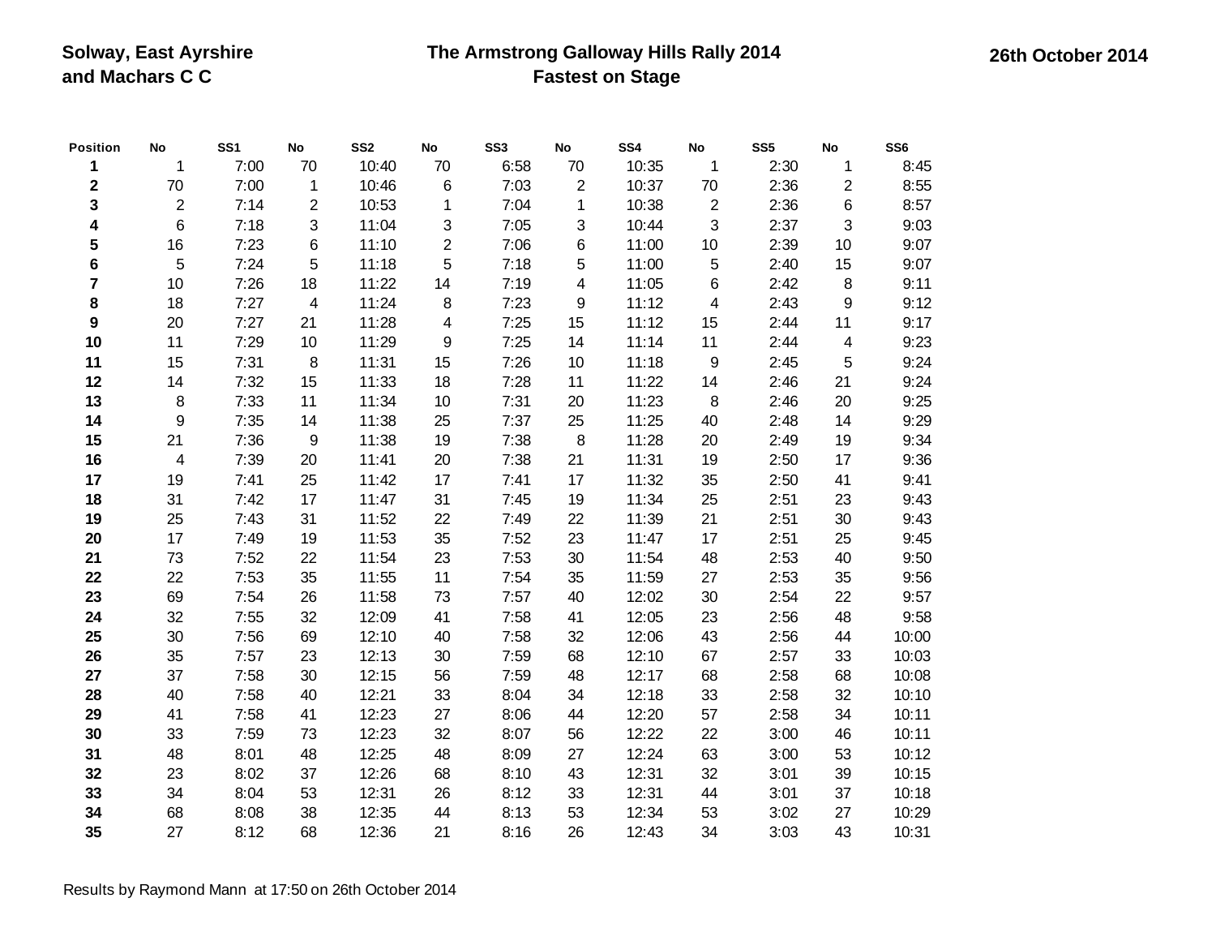Solway, East Ayrshire and Machars C C

# The Armstrong Galloway Hills Rally 2014
## Fastest on Stage

26th October 2014

| Position | No | SS1 | No | SS2 | No | SS3 | No | SS4 | No | SS5 | No | SS6 |
|---|---|---|---|---|---|---|---|---|---|---|---|---|
| **1** | 1 | 7:00 | 70 | 10:40 | 70 | 6:58 | 70 | 10:35 | 1 | 2:30 | 1 | 8:45 |
| **2** | 70 | 7:00 | 1 | 10:46 | 6 | 7:03 | 2 | 10:37 | 70 | 2:36 | 2 | 8:55 |
| **3** | 2 | 7:14 | 2 | 10:53 | 1 | 7:04 | 1 | 10:38 | 2 | 2:36 | 6 | 8:57 |
| **4** | 6 | 7:18 | 3 | 11:04 | 3 | 7:05 | 3 | 10:44 | 3 | 2:37 | 3 | 9:03 |
| **5** | 16 | 7:23 | 6 | 11:10 | 2 | 7:06 | 6 | 11:00 | 10 | 2:39 | 10 | 9:07 |
| **6** | 5 | 7:24 | 5 | 11:18 | 5 | 7:18 | 5 | 11:00 | 5 | 2:40 | 15 | 9:07 |
| **7** | 10 | 7:26 | 18 | 11:22 | 14 | 7:19 | 4 | 11:05 | 6 | 2:42 | 8 | 9:11 |
| **8** | 18 | 7:27 | 4 | 11:24 | 8 | 7:23 | 9 | 11:12 | 4 | 2:43 | 9 | 9:12 |
| **9** | 20 | 7:27 | 21 | 11:28 | 4 | 7:25 | 15 | 11:12 | 15 | 2:44 | 11 | 9:17 |
| **10** | 11 | 7:29 | 10 | 11:29 | 9 | 7:25 | 14 | 11:14 | 11 | 2:44 | 4 | 9:23 |
| **11** | 15 | 7:31 | 8 | 11:31 | 15 | 7:26 | 10 | 11:18 | 9 | 2:45 | 5 | 9:24 |
| **12** | 14 | 7:32 | 15 | 11:33 | 18 | 7:28 | 11 | 11:22 | 14 | 2:46 | 21 | 9:24 |
| **13** | 8 | 7:33 | 11 | 11:34 | 10 | 7:31 | 20 | 11:23 | 8 | 2:46 | 20 | 9:25 |
| **14** | 9 | 7:35 | 14 | 11:38 | 25 | 7:37 | 25 | 11:25 | 40 | 2:48 | 14 | 9:29 |
| **15** | 21 | 7:36 | 9 | 11:38 | 19 | 7:38 | 8 | 11:28 | 20 | 2:49 | 19 | 9:34 |
| **16** | 4 | 7:39 | 20 | 11:41 | 20 | 7:38 | 21 | 11:31 | 19 | 2:50 | 17 | 9:36 |
| **17** | 19 | 7:41 | 25 | 11:42 | 17 | 7:41 | 17 | 11:32 | 35 | 2:50 | 41 | 9:41 |
| **18** | 31 | 7:42 | 17 | 11:47 | 31 | 7:45 | 19 | 11:34 | 25 | 2:51 | 23 | 9:43 |
| **19** | 25 | 7:43 | 31 | 11:52 | 22 | 7:49 | 22 | 11:39 | 21 | 2:51 | 30 | 9:43 |
| **20** | 17 | 7:49 | 19 | 11:53 | 35 | 7:52 | 23 | 11:47 | 17 | 2:51 | 25 | 9:45 |
| **21** | 73 | 7:52 | 22 | 11:54 | 23 | 7:53 | 30 | 11:54 | 48 | 2:53 | 40 | 9:50 |
| **22** | 22 | 7:53 | 35 | 11:55 | 11 | 7:54 | 35 | 11:59 | 27 | 2:53 | 35 | 9:56 |
| **23** | 69 | 7:54 | 26 | 11:58 | 73 | 7:57 | 40 | 12:02 | 30 | 2:54 | 22 | 9:57 |
| **24** | 32 | 7:55 | 32 | 12:09 | 41 | 7:58 | 41 | 12:05 | 23 | 2:56 | 48 | 9:58 |
| **25** | 30 | 7:56 | 69 | 12:10 | 40 | 7:58 | 32 | 12:06 | 43 | 2:56 | 44 | 10:00 |
| **26** | 35 | 7:57 | 23 | 12:13 | 30 | 7:59 | 68 | 12:10 | 67 | 2:57 | 33 | 10:03 |
| **27** | 37 | 7:58 | 30 | 12:15 | 56 | 7:59 | 48 | 12:17 | 68 | 2:58 | 68 | 10:08 |
| **28** | 40 | 7:58 | 40 | 12:21 | 33 | 8:04 | 34 | 12:18 | 33 | 2:58 | 32 | 10:10 |
| **29** | 41 | 7:58 | 41 | 12:23 | 27 | 8:06 | 44 | 12:20 | 57 | 2:58 | 34 | 10:11 |
| **30** | 33 | 7:59 | 73 | 12:23 | 32 | 8:07 | 56 | 12:22 | 22 | 3:00 | 46 | 10:11 |
| **31** | 48 | 8:01 | 48 | 12:25 | 48 | 8:09 | 27 | 12:24 | 63 | 3:00 | 53 | 10:12 |
| **32** | 23 | 8:02 | 37 | 12:26 | 68 | 8:10 | 43 | 12:31 | 32 | 3:01 | 39 | 10:15 |
| **33** | 34 | 8:04 | 53 | 12:31 | 26 | 8:12 | 33 | 12:31 | 44 | 3:01 | 37 | 10:18 |
| **34** | 68 | 8:08 | 38 | 12:35 | 44 | 8:13 | 53 | 12:34 | 53 | 3:02 | 27 | 10:29 |
| **35** | 27 | 8:12 | 68 | 12:36 | 21 | 8:16 | 26 | 12:43 | 34 | 3:03 | 43 | 10:31 |

Results by Raymond Mann at 17:50 on 26th October 2014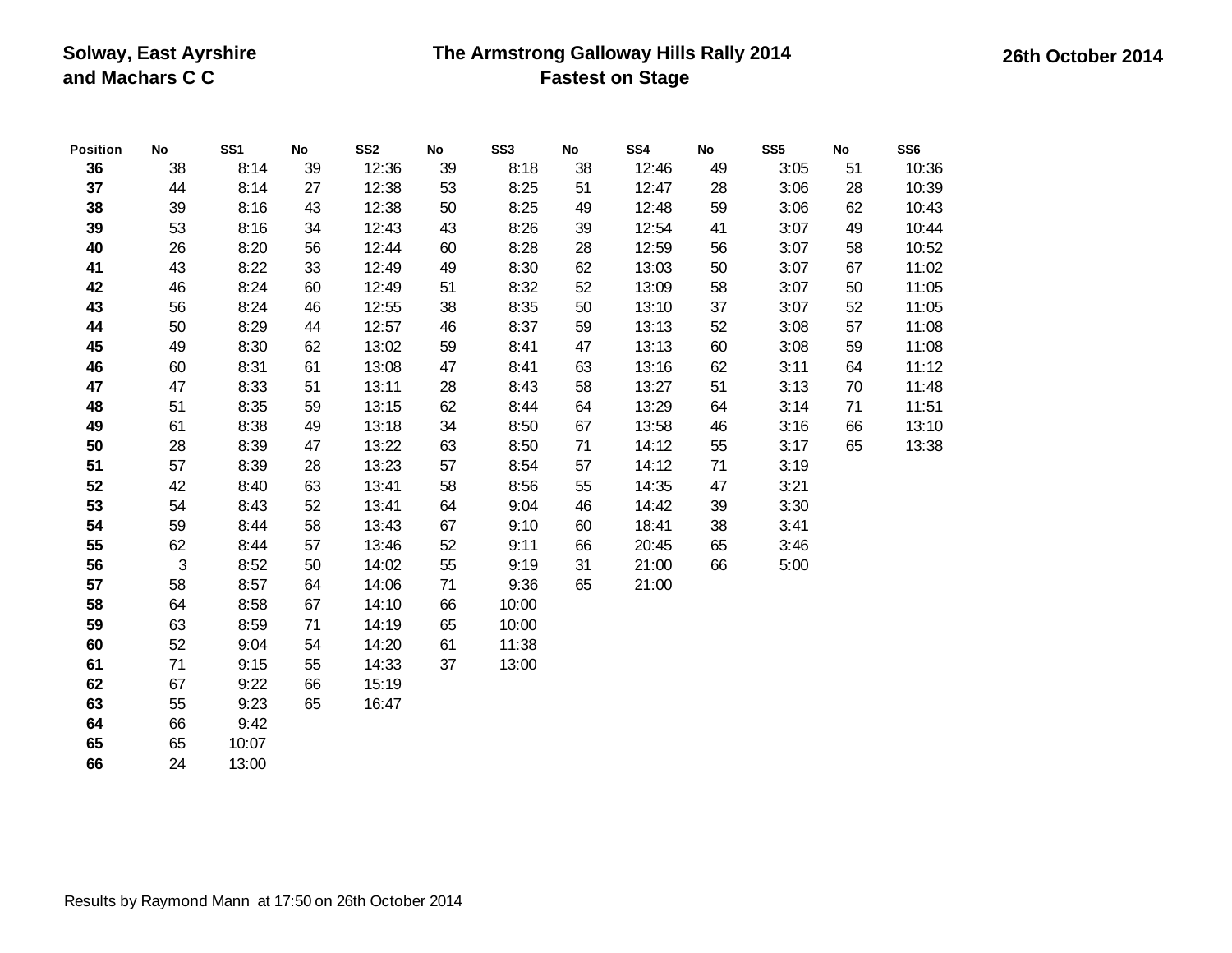**Solway, East Ayrshire and Machars C C**

# The Armstrong Galloway Hills Rally 2014

## Fastest on Stage

**26th October 2014**

| Position | No | SS1 | No | SS2 | No | SS3 | No | SS4 | No | SS5 | No | SS6 |
|---|---|---|---|---|---|---|---|---|---|---|---|---|
| **36** | 38 | 8:14 | 39 | 12:36 | 39 | 8:18 | 38 | 12:46 | 49 | 3:05 | 51 | 10:36 |
| **37** | 44 | 8:14 | 27 | 12:38 | 53 | 8:25 | 51 | 12:47 | 28 | 3:06 | 28 | 10:39 |
| **38** | 39 | 8:16 | 43 | 12:38 | 50 | 8:25 | 49 | 12:48 | 59 | 3:06 | 62 | 10:43 |
| **39** | 53 | 8:16 | 34 | 12:43 | 43 | 8:26 | 39 | 12:54 | 41 | 3:07 | 49 | 10:44 |
| **40** | 26 | 8:20 | 56 | 12:44 | 60 | 8:28 | 28 | 12:59 | 56 | 3:07 | 58 | 10:52 |
| **41** | 43 | 8:22 | 33 | 12:49 | 49 | 8:30 | 62 | 13:03 | 50 | 3:07 | 67 | 11:02 |
| **42** | 46 | 8:24 | 60 | 12:49 | 51 | 8:32 | 52 | 13:09 | 58 | 3:07 | 50 | 11:05 |
| **43** | 56 | 8:24 | 46 | 12:55 | 38 | 8:35 | 50 | 13:10 | 37 | 3:07 | 52 | 11:05 |
| **44** | 50 | 8:29 | 44 | 12:57 | 46 | 8:37 | 59 | 13:13 | 52 | 3:08 | 57 | 11:08 |
| **45** | 49 | 8:30 | 62 | 13:02 | 59 | 8:41 | 47 | 13:13 | 60 | 3:08 | 59 | 11:08 |
| **46** | 60 | 8:31 | 61 | 13:08 | 47 | 8:41 | 63 | 13:16 | 62 | 3:11 | 64 | 11:12 |
| **47** | 47 | 8:33 | 51 | 13:11 | 28 | 8:43 | 58 | 13:27 | 51 | 3:13 | 70 | 11:48 |
| **48** | 51 | 8:35 | 59 | 13:15 | 62 | 8:44 | 64 | 13:29 | 64 | 3:14 | 71 | 11:51 |
| **49** | 61 | 8:38 | 49 | 13:18 | 34 | 8:50 | 67 | 13:58 | 46 | 3:16 | 66 | 13:10 |
| **50** | 28 | 8:39 | 47 | 13:22 | 63 | 8:50 | 71 | 14:12 | 55 | 3:17 | 65 | 13:38 |
| **51** | 57 | 8:39 | 28 | 13:23 | 57 | 8:54 | 57 | 14:12 | 71 | 3:19 | | |
| **52** | 42 | 8:40 | 63 | 13:41 | 58 | 8:56 | 55 | 14:35 | 47 | 3:21 | | |
| **53** | 54 | 8:43 | 52 | 13:41 | 64 | 9:04 | 46 | 14:42 | 39 | 3:30 | | |
| **54** | 59 | 8:44 | 58 | 13:43 | 67 | 9:10 | 60 | 18:41 | 38 | 3:41 | | |
| **55** | 62 | 8:44 | 57 | 13:46 | 52 | 9:11 | 66 | 20:45 | 65 | 3:46 | | |
| **56** | 3 | 8:52 | 50 | 14:02 | 55 | 9:19 | 31 | 21:00 | 66 | 5:00 | | |
| **57** | 58 | 8:57 | 64 | 14:06 | 71 | 9:36 | 65 | 21:00 | | | | |
| **58** | 64 | 8:58 | 67 | 14:10 | 66 | 10:00 | | | | | | |
| **59** | 63 | 8:59 | 71 | 14:19 | 65 | 10:00 | | | | | | |
| **60** | 52 | 9:04 | 54 | 14:20 | 61 | 11:38 | | | | | | |
| **61** | 71 | 9:15 | 55 | 14:33 | 37 | 13:00 | | | | | | |
| **62** | 67 | 9:22 | 66 | 15:19 | | | | | | | | |
| **63** | 55 | 9:23 | 65 | 16:47 | | | | | | | | |
| **64** | 66 | 9:42 | | | | | | | | | | |
| **65** | 65 | 10:07 | | | | | | | | | | |
| **66** | 24 | 13:00 | | | | | | | | | | |

Results by Raymond Mann at 17:50 on 26th October 2014